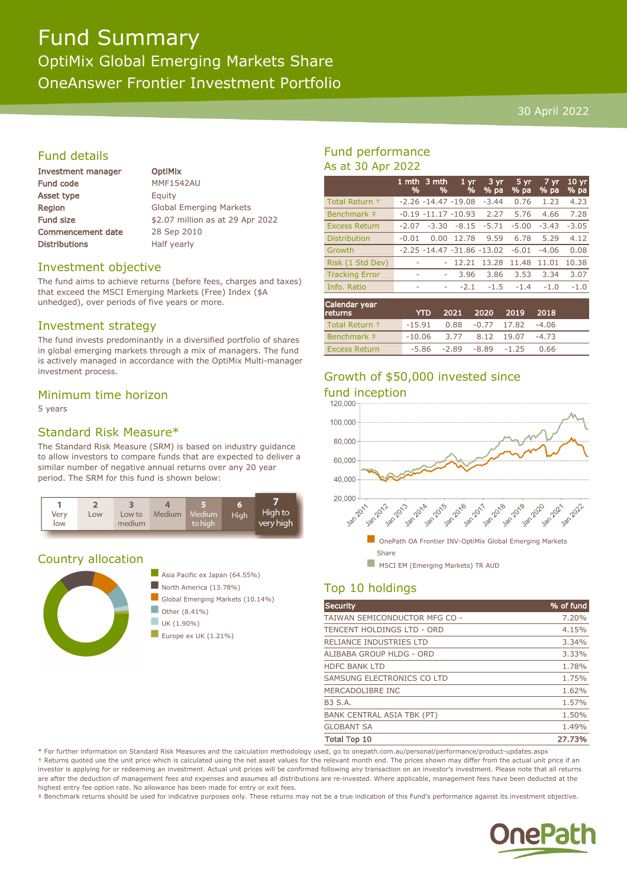# Fund Summary

## OptiMix Global Emerging Markets Share

## OneAnswer Frontier Investment Portfolio

30 April 2022

## Fund details

| | |
|---|---|
| **Investment manager** | **OptiMix** |
| **Fund code** | MMF1542AU |
| **Asset type** | Equity |
| **Region** | Global Emerging Markets |
| **Fund size** | $2.07 million as at 29 Apr 2022 |
| **Commencement date** | 28 Sep 2010 |
| **Distributions** | Half yearly |

## Investment objective

The fund aims to achieve returns (before fees, charges and taxes) that exceed the MSCI Emerging Markets (Free) Index ($A unhedged), over periods of five years or more.

## Investment strategy

The fund invests predominantly in a diversified portfolio of shares in global emerging markets through a mix of managers. The fund is actively managed in accordance with the OptiMix Multi-manager investment process.

## Minimum time horizon

5 years

## Standard Risk Measure*

The Standard Risk Measure (SRM) is based on industry guidance to allow investors to compare funds that are expected to deliver a similar number of negative annual returns over any 20 year period. The SRM for this fund is shown below:

| 1 | 2 | 3 | 4 | 5 | 6 | 7 |
|---|---|---|---|---|---|---|
| Very low | Low | Low to medium | Medium | Medium to high | High | **High to very high** |

## Country allocation

- Asia Pacific ex Japan (64.55%)
- North America (13.78%)
- Global Emerging Markets (10.14%)
- Other (8.41%)
- UK (1.90%)
- Europe ex UK (1.21%)

## Fund performance

As at 30 Apr 2022

| | 1 mth % | 3 mth % | 1 yr % | 3 yr % pa | 5 yr % pa | 7 yr % pa | 10 yr % pa |
|---|---|---|---|---|---|---|---|
| Total Return † | -2.26 | -14.47 | -19.08 | -3.44 | 0.76 | 1.23 | 4.23 |
| Benchmark ‡ | -0.19 | -11.17 | -10.93 | 2.27 | 5.76 | 4.66 | 7.28 |
| Excess Return | -2.07 | -3.30 | -8.15 | -5.71 | -5.00 | -3.43 | -3.05 |
| Distribution | -0.01 | 0.00 | 12.78 | 9.59 | 6.78 | 5.29 | 4.12 |
| Growth | -2.25 | -14.47 | -31.86 | -13.02 | -6.01 | -4.06 | 0.08 |
| Risk (1 Std Dev) | - | - | 12.21 | 13.28 | 11.48 | 11.01 | 10.38 |
| Tracking Error | - | - | 3.96 | 3.86 | 3.53 | 3.34 | 3.07 |
| Info. Ratio | - | - | -2.1 | -1.5 | -1.4 | -1.0 | -1.0 |

| Calendar year returns | YTD | 2021 | 2020 | 2019 | 2018 |
|---|---|---|---|---|---|
| Total Return † | -15.91 | 0.88 | -0.77 | 17.82 | -4.06 |
| Benchmark ‡ | -10.06 | 3.77 | 8.12 | 19.07 | -4.73 |
| Excess Return | -5.86 | -2.89 | -8.89 | -1.25 | 0.66 |

## Growth of $50,000 invested since fund inception

- OnePath OA Frontier INV-OptiMix Global Emerging Markets Share
- MSCI EM (Emerging Markets) TR AUD

## Top 10 holdings

| Security | % of fund |
|---|---|
| TAIWAN SEMICONDUCTOR MFG CO - | 7.20% |
| TENCENT HOLDINGS LTD - ORD | 4.15% |
| RELIANCE INDUSTRIES LTD | 3.34% |
| ALIBABA GROUP HLDG - ORD | 3.33% |
| HDFC BANK LTD | 1.78% |
| SAMSUNG ELECTRONICS CO LTD | 1.75% |
| MERCADOLIBRE INC | 1.62% |
| B3 S.A. | 1.57% |
| BANK CENTRAL ASIA TBK (PT) | 1.50% |
| GLOBANT SA | 1.49% |
| **Total Top 10** | **27.73%** |

\* For further information on Standard Risk Measures and the calculation methodology used, go to onepath.com.au/personal/performance/product-updates.aspx

† Returns quoted use the unit price which is calculated using the net asset values for the relevant month end. The prices shown may differ from the actual unit price if an investor is applying for or redeeming an investment. Actual unit prices will be confirmed following any transaction on an investor's investment. Please note that all returns are after the deduction of management fees and expenses and assumes all distributions are re-invested. Where applicable, management fees have been deducted at the highest entry fee option rate. No allowance has been made for entry or exit fees.

‡ Benchmark returns should be used for indicative purposes only. These returns may not be a true indication of this Fund's performance against its investment objective.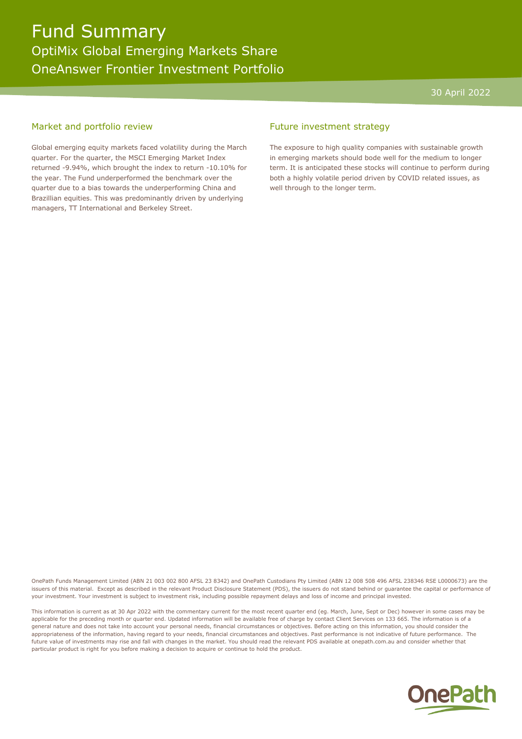# Fund Summary

## OptiMix Global Emerging Markets Share

## OneAnswer Frontier Investment Portfolio

30 April 2022

### Market and portfolio review

Global emerging equity markets faced volatility during the March quarter. For the quarter, the MSCI Emerging Market Index returned -9.94%, which brought the index to return -10.10% for the year. The Fund underperformed the benchmark over the quarter due to a bias towards the underperforming China and Brazillian equities. This was predominantly driven by underlying managers, TT International and Berkeley Street.

### Future investment strategy

The exposure to high quality companies with sustainable growth in emerging markets should bode well for the medium to longer term. It is anticipated these stocks will continue to perform during both a highly volatile period driven by COVID related issues, as well through to the longer term.

OnePath Funds Management Limited (ABN 21 003 002 800 AFSL 23 8342) and OnePath Custodians Pty Limited (ABN 12 008 508 496 AFSL 238346 RSE L0000673) are the issuers of this material. Except as described in the relevant Product Disclosure Statement (PDS), the issuers do not stand behind or guarantee the capital or performance of your investment. Your investment is subject to investment risk, including possible repayment delays and loss of income and principal invested.

This information is current as at 30 Apr 2022 with the commentary current for the most recent quarter end (eg. March, June, Sept or Dec) however in some cases may be applicable for the preceding month or quarter end. Updated information will be available free of charge by contact Client Services on 133 665. The information is of a general nature and does not take into account your personal needs, financial circumstances or objectives. Before acting on this information, you should consider the appropriateness of the information, having regard to your needs, financial circumstances and objectives. Past performance is not indicative of future performance. The future value of investments may rise and fall with changes in the market. You should read the relevant PDS available at onepath.com.au and consider whether that particular product is right for you before making a decision to acquire or continue to hold the product.

OnePath